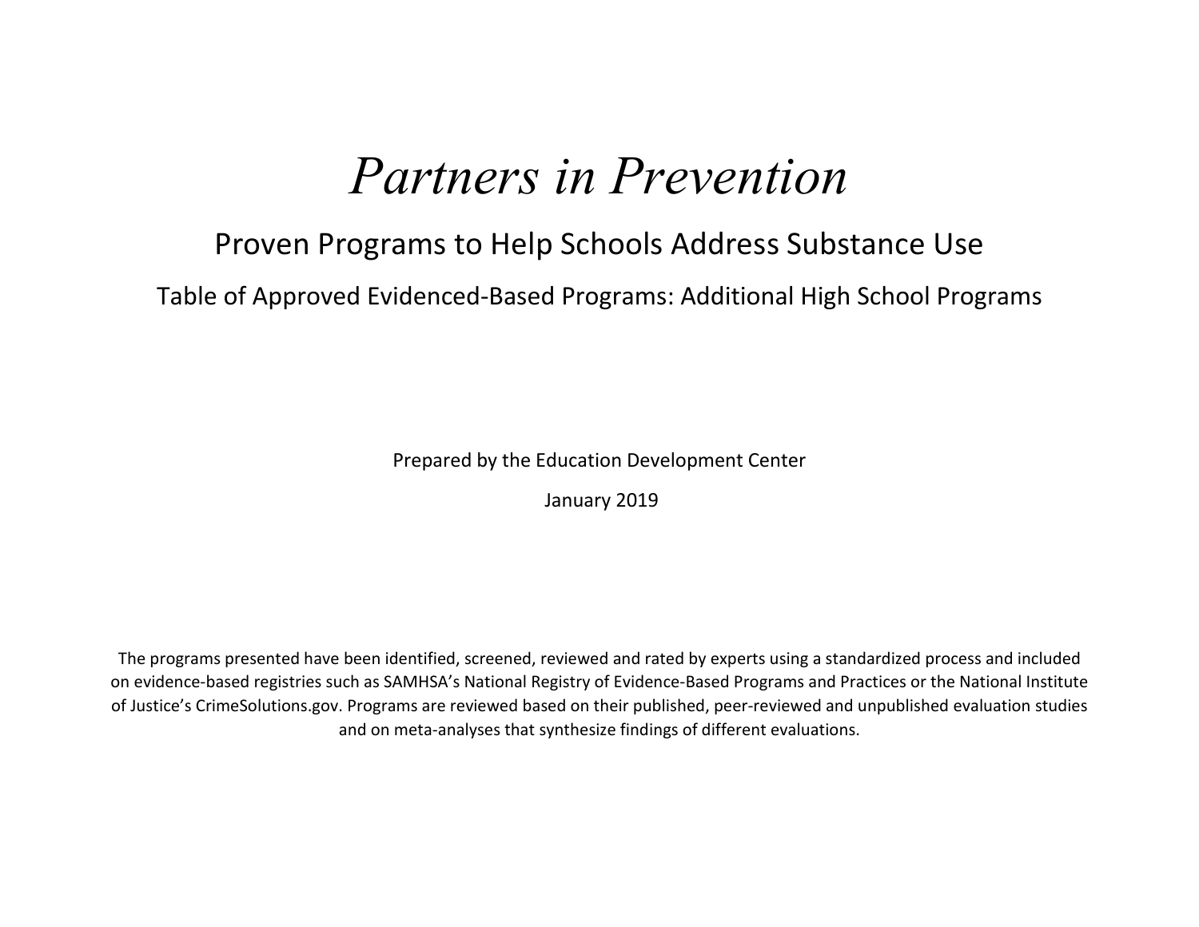# *Partners in Prevention*

## Proven Programs to Help Schools Address Substance Use

### Table of Approved Evidenced-Based Programs: Additional High School Programs

Prepared by the Education Development Center

January 2019

The programs presented have been identified, screened, reviewed and rated by experts using a standardized process and included on evidence-based registries such as SAMHSA's National Registry of Evidence-Based Programs and Practices or the National Institute of Justice's CrimeSolutions.gov. Programs are reviewed based on their published, peer-reviewed and unpublished evaluation studies and on meta-analyses that synthesize findings of different evaluations.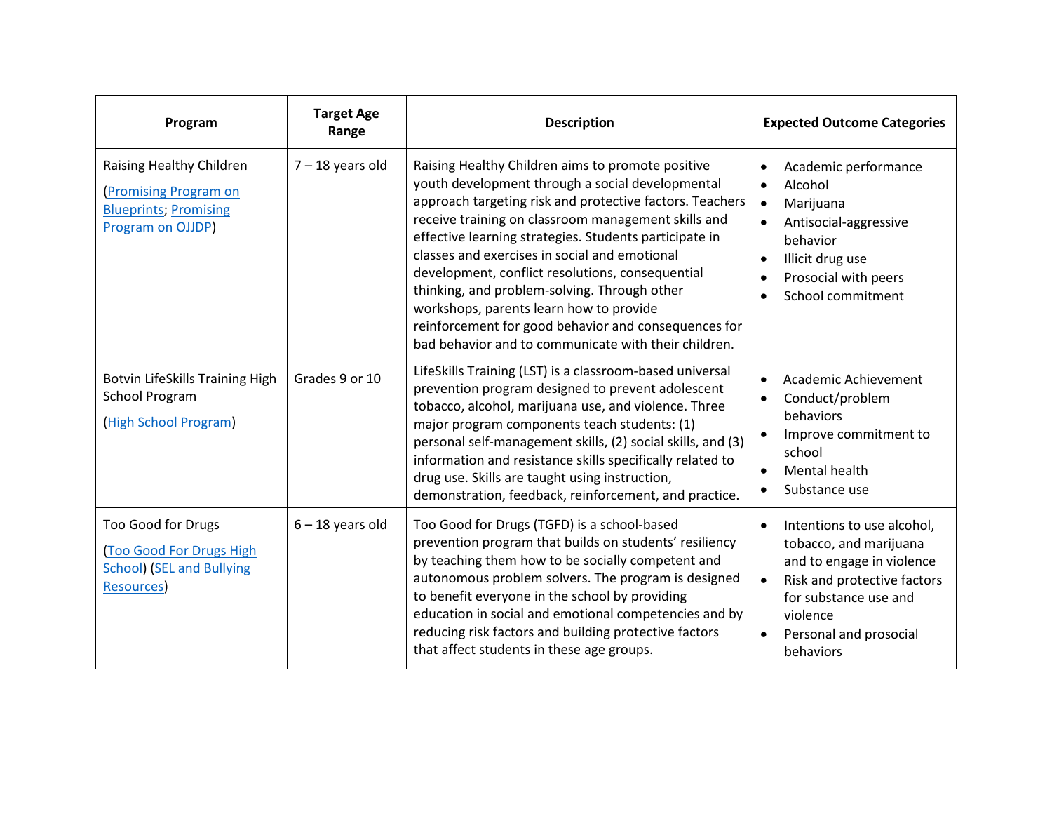| Program | Target Age Range | Description | Expected Outcome Categories |
|---|---|---|---|
| Raising Healthy Children<br><br>(Promising Program on Blueprints; Promising Program on OJJDP) | 7 – 18 years old | Raising Healthy Children aims to promote positive youth development through a social developmental approach targeting risk and protective factors. Teachers receive training on classroom management skills and effective learning strategies. Students participate in classes and exercises in social and emotional development, conflict resolutions, consequential thinking, and problem-solving. Through other workshops, parents learn how to provide reinforcement for good behavior and consequences for bad behavior and to communicate with their children. | • Academic performance<br>• Alcohol<br>• Marijuana<br>• Antisocial-aggressive behavior<br>• Illicit drug use<br>• Prosocial with peers<br>• School commitment |
| Botvin LifeSkills Training High School Program<br><br>(High School Program) | Grades 9 or 10 | LifeSkills Training (LST) is a classroom-based universal prevention program designed to prevent adolescent tobacco, alcohol, marijuana use, and violence. Three major program components teach students: (1) personal self-management skills, (2) social skills, and (3) information and resistance skills specifically related to drug use. Skills are taught using instruction, demonstration, feedback, reinforcement, and practice. | • Academic Achievement<br>• Conduct/problem behaviors<br>• Improve commitment to school<br>• Mental health<br>• Substance use |
| Too Good for Drugs<br><br>(Too Good For Drugs High School) (SEL and Bullying Resources) | 6 – 18 years old | Too Good for Drugs (TGFD) is a school-based prevention program that builds on students' resiliency by teaching them how to be socially competent and autonomous problem solvers. The program is designed to benefit everyone in the school by providing education in social and emotional competencies and by reducing risk factors and building protective factors that affect students in these age groups. | • Intentions to use alcohol, tobacco, and marijuana and to engage in violence<br>• Risk and protective factors for substance use and violence<br>• Personal and prosocial behaviors |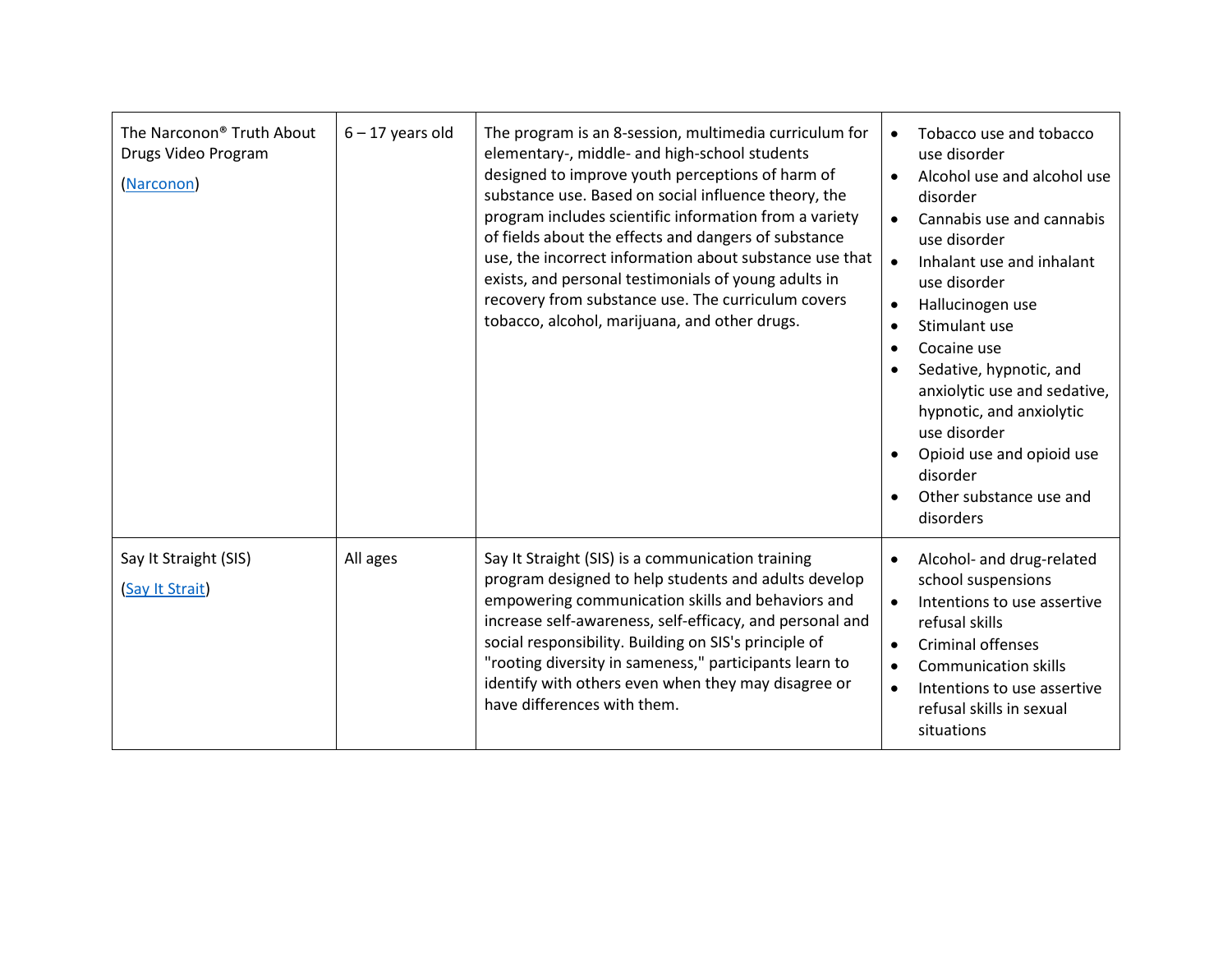| | | | |
|---|---|---|---|
| The Narconon® Truth About Drugs Video Program<br><br>(Narconon) | 6 – 17 years old | The program is an 8-session, multimedia curriculum for elementary-, middle- and high-school students designed to improve youth perceptions of harm of substance use. Based on social influence theory, the program includes scientific information from a variety of fields about the effects and dangers of substance use, the incorrect information about substance use that exists, and personal testimonials of young adults in recovery from substance use. The curriculum covers tobacco, alcohol, marijuana, and other drugs. | • Tobacco use and tobacco use disorder<br>• Alcohol use and alcohol use disorder<br>• Cannabis use and cannabis use disorder<br>• Inhalant use and inhalant use disorder<br>• Hallucinogen use<br>• Stimulant use<br>• Cocaine use<br>• Sedative, hypnotic, and anxiolytic use and sedative, hypnotic, and anxiolytic use disorder<br>• Opioid use and opioid use disorder<br>• Other substance use and disorders |
| Say It Straight (SIS)<br><br>(Say It Strait) | All ages | Say It Straight (SIS) is a communication training program designed to help students and adults develop empowering communication skills and behaviors and increase self-awareness, self-efficacy, and personal and social responsibility. Building on SIS's principle of "rooting diversity in sameness," participants learn to identify with others even when they may disagree or have differences with them. | • Alcohol- and drug-related school suspensions<br>• Intentions to use assertive refusal skills<br>• Criminal offenses<br>• Communication skills<br>• Intentions to use assertive refusal skills in sexual situations |